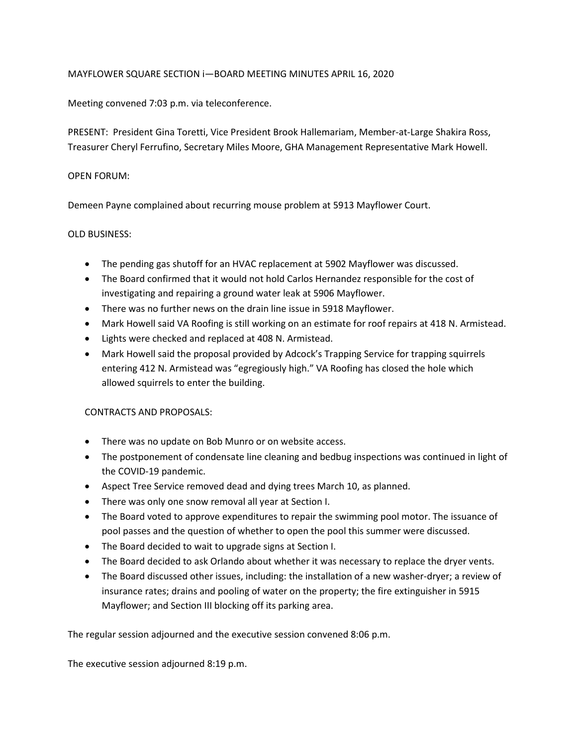MAYFLOWER SQUARE SECTION i—BOARD MEETING MINUTES APRIL 16, 2020

Meeting convened 7:03 p.m. via teleconference.

PRESENT: President Gina Toretti, Vice President Brook Hallemariam, Member-at-Large Shakira Ross, Treasurer Cheryl Ferrufino, Secretary Miles Moore, GHA Management Representative Mark Howell.

OPEN FORUM:

Demeen Payne complained about recurring mouse problem at 5913 Mayflower Court.

OLD BUSINESS:

- The pending gas shutoff for an HVAC replacement at 5902 Mayflower was discussed.
- The Board confirmed that it would not hold Carlos Hernandez responsible for the cost of investigating and repairing a ground water leak at 5906 Mayflower.
- There was no further news on the drain line issue in 5918 Mayflower.
- Mark Howell said VA Roofing is still working on an estimate for roof repairs at 418 N. Armistead.
- Lights were checked and replaced at 408 N. Armistead.
- Mark Howell said the proposal provided by Adcock's Trapping Service for trapping squirrels entering 412 N. Armistead was "egregiously high." VA Roofing has closed the hole which allowed squirrels to enter the building.

CONTRACTS AND PROPOSALS:

- There was no update on Bob Munro or on website access.
- The postponement of condensate line cleaning and bedbug inspections was continued in light of the COVID-19 pandemic.
- Aspect Tree Service removed dead and dying trees March 10, as planned.
- There was only one snow removal all year at Section I.
- The Board voted to approve expenditures to repair the swimming pool motor. The issuance of pool passes and the question of whether to open the pool this summer were discussed.
- The Board decided to wait to upgrade signs at Section I.
- The Board decided to ask Orlando about whether it was necessary to replace the dryer vents.
- The Board discussed other issues, including: the installation of a new washer-dryer; a review of insurance rates; drains and pooling of water on the property; the fire extinguisher in 5915 Mayflower; and Section III blocking off its parking area.

The regular session adjourned and the executive session convened 8:06 p.m.

The executive session adjourned 8:19 p.m.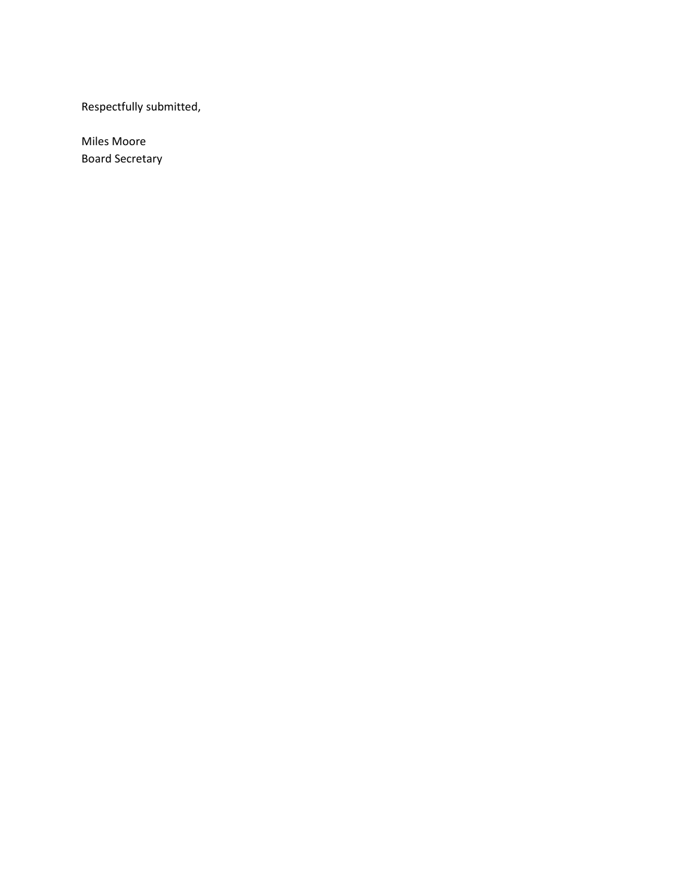Respectfully submitted,

Miles Moore
Board Secretary